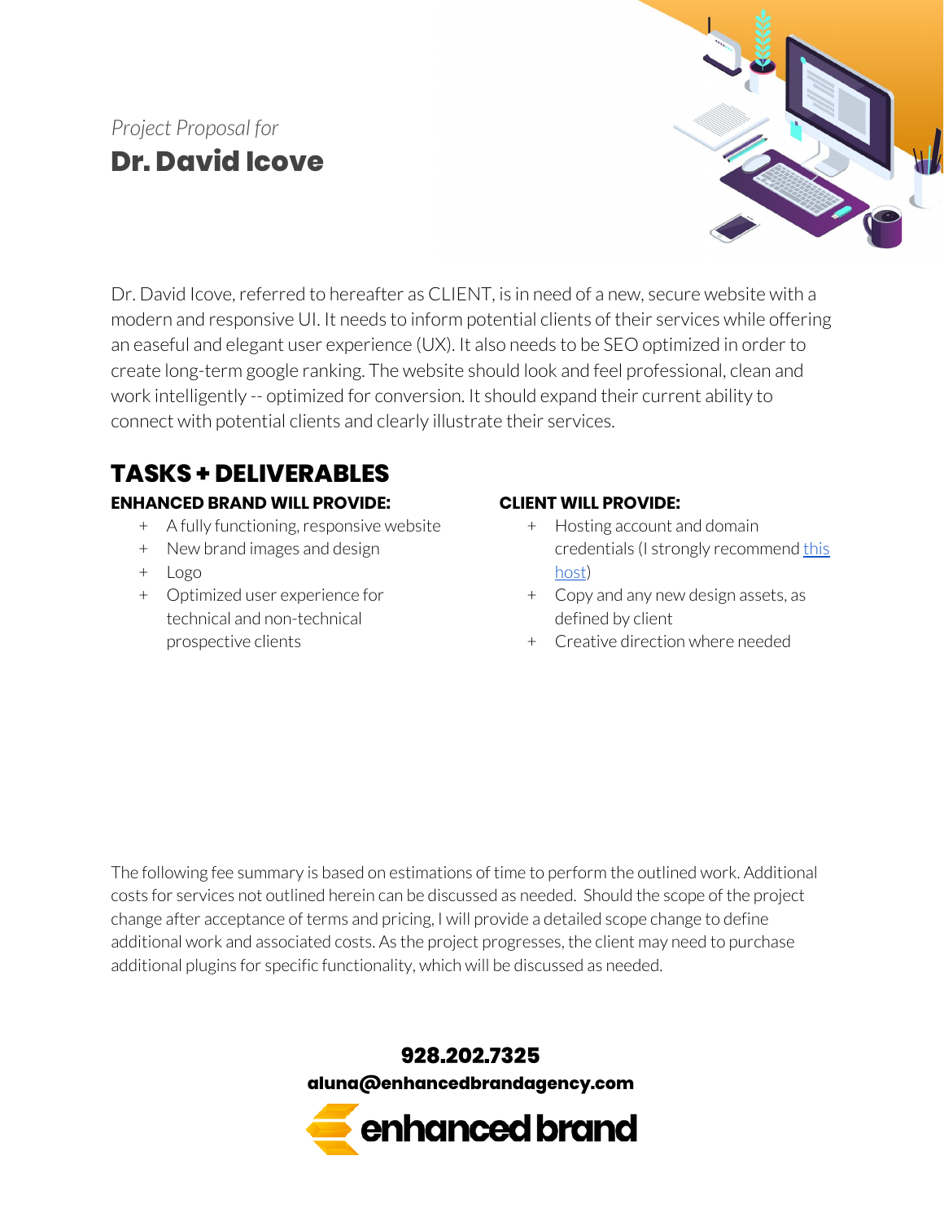*Project Proposal for*

# Dr. David Icove

Dr. David Icove, referred to hereafter as CLIENT, is in need of a new, secure website with a modern and responsive UI. It needs to inform potential clients of their services while offering an easeful and elegant user experience (UX). It also needs to be SEO optimized in order to create long-term google ranking. The website should look and feel professional, clean and work intelligently -- optimized for conversion. It should expand their current ability to connect with potential clients and clearly illustrate their services.

## TASKS + DELIVERABLES

### ENHANCED BRAND WILL PROVIDE:

+ A fully functioning, responsive website
+ New brand images and design
+ Logo
+ Optimized user experience for technical and non-technical prospective clients

### CLIENT WILL PROVIDE:

+ Hosting account and domain credentials (I strongly recommend this host)
+ Copy and any new design assets, as defined by client
+ Creative direction where needed

The following fee summary is based on estimations of time to perform the outlined work. Additional costs for services not outlined herein can be discussed as needed. Should the scope of the project change after acceptance of terms and pricing, I will provide a detailed scope change to define additional work and associated costs. As the project progresses, the client may need to purchase additional plugins for specific functionality, which will be discussed as needed.

**928.202.7325**

**aluna@enhancedbrandagency.com**

**enhanced brand**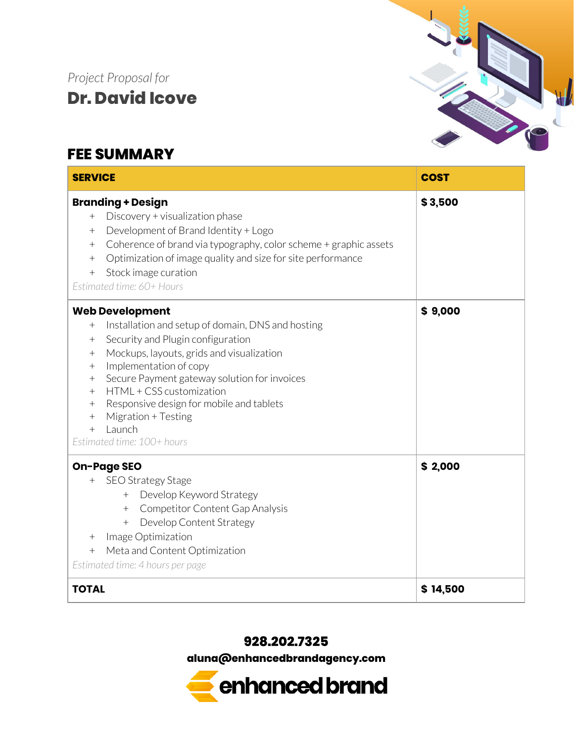*Project Proposal for*

# Dr. David Icove

## FEE SUMMARY

| SERVICE | COST |
| --- | --- |
| **Branding + Design**<br>+ Discovery + visualization phase<br>+ Development of Brand Identity + Logo<br>+ Coherence of brand via typography, color scheme + graphic assets<br>+ Optimization of image quality and size for site performance<br>+ Stock image curation<br>*Estimated time: 60+ Hours* | **$ 3,500** |
| **Web Development**<br>+ Installation and setup of domain, DNS and hosting<br>+ Security and Plugin configuration<br>+ Mockups, layouts, grids and visualization<br>+ Implementation of copy<br>+ Secure Payment gateway solution for invoices<br>+ HTML + CSS customization<br>+ Responsive design for mobile and tablets<br>+ Migration + Testing<br>+ Launch<br>*Estimated time: 100+ hours* | **$ 9,000** |
| **On-Page SEO**<br>+ SEO Strategy Stage<br>&nbsp;&nbsp;&nbsp;&nbsp;+ Develop Keyword Strategy<br>&nbsp;&nbsp;&nbsp;&nbsp;+ Competitor Content Gap Analysis<br>&nbsp;&nbsp;&nbsp;&nbsp;+ Develop Content Strategy<br>+ Image Optimization<br>+ Meta and Content Optimization<br>*Estimated time: 4 hours per page* | **$ 2,000** |
| **TOTAL** | **$ 14,500** |

**928.202.7325**

**aluna@enhancedbrandagency.com**

**enhanced brand**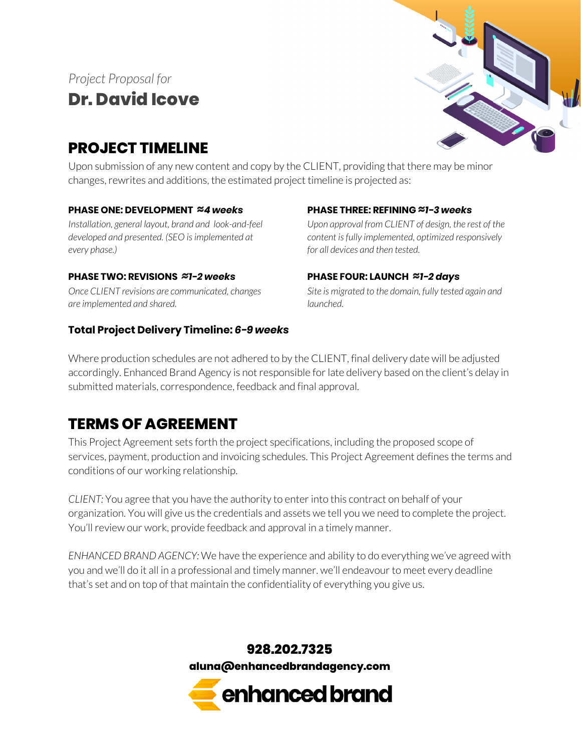*Project Proposal for*

# Dr. David Icove

## PROJECT TIMELINE

Upon submission of any new content and copy by the CLIENT, providing that there may be minor changes, rewrites and additions, the estimated project timeline is projected as:

**PHASE ONE: DEVELOPMENT** ***≈4 weeks***

*Installation, general layout, brand and look-and-feel developed and presented. (SEO is implemented at every phase.)*

**PHASE TWO: REVISIONS** ***≈1-2 weeks***

*Once CLIENT revisions are communicated, changes are implemented and shared.*

**PHASE THREE: REFINING** ***≈1-3 weeks***

*Upon approval from CLIENT of design, the rest of the content is fully implemented, optimized responsively for all devices and then tested.*

**PHASE FOUR: LAUNCH** ***≈1-2 days***

*Site is migrated to the domain, fully tested again and launched.*

**Total Project Delivery Timeline:** ***6-9 weeks***

Where production schedules are not adhered to by the CLIENT, final delivery date will be adjusted accordingly. Enhanced Brand Agency is not responsible for late delivery based on the client's delay in submitted materials, correspondence, feedback and final approval.

## TERMS OF AGREEMENT

This Project Agreement sets forth the project specifications, including the proposed scope of services, payment, production and invoicing schedules. This Project Agreement defines the terms and conditions of our working relationship.

*CLIENT:* You agree that you have the authority to enter into this contract on behalf of your organization. You will give us the credentials and assets we tell you we need to complete the project. You'll review our work, provide feedback and approval in a timely manner.

*ENHANCED BRAND AGENCY:* We have the experience and ability to do everything we've agreed with you and we'll do it all in a professional and timely manner. we'll endeavour to meet every deadline that's set and on top of that maintain the confidentiality of everything you give us.

**928.202.7325**

**aluna@enhancedbrandagency.com**

**enhanced brand**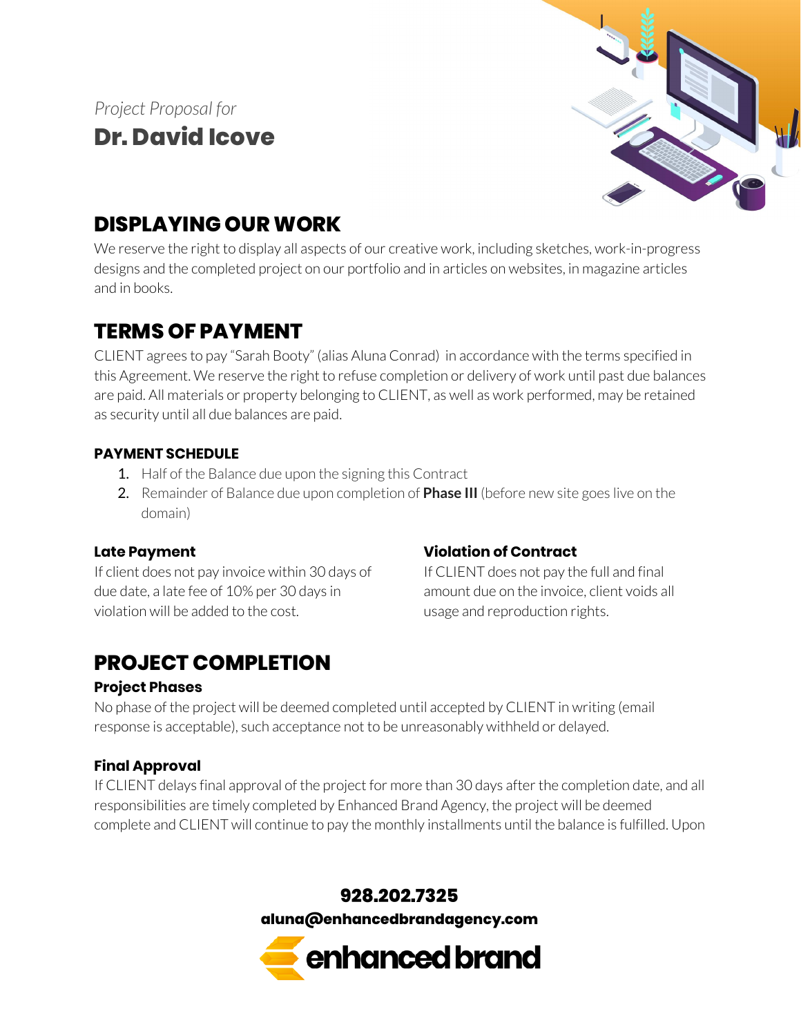*Project Proposal for*
## Dr. David Icove

## DISPLAYING OUR WORK

We reserve the right to display all aspects of our creative work, including sketches, work-in-progress designs and the completed project on our portfolio and in articles on websites, in magazine articles and in books.

## TERMS OF PAYMENT

CLIENT agrees to pay "Sarah Booty" (alias Aluna Conrad) in accordance with the terms specified in this Agreement. We reserve the right to refuse completion or delivery of work until past due balances are paid. All materials or property belonging to CLIENT, as well as work performed, may be retained as security until all due balances are paid.

### PAYMENT SCHEDULE

1. Half of the Balance due upon the signing this Contract
2. Remainder of Balance due upon completion of **Phase III** (before new site goes live on the domain)

### Late Payment

If client does not pay invoice within 30 days of due date, a late fee of 10% per 30 days in violation will be added to the cost.

### Violation of Contract

If CLIENT does not pay the full and final amount due on the invoice, client voids all usage and reproduction rights.

## PROJECT COMPLETION

### Project Phases

No phase of the project will be deemed completed until accepted by CLIENT in writing (email response is acceptable), such acceptance not to be unreasonably withheld or delayed.

### Final Approval

If CLIENT delays final approval of the project for more than 30 days after the completion date, and all responsibilities are timely completed by Enhanced Brand Agency, the project will be deemed complete and CLIENT will continue to pay the monthly installments until the balance is fulfilled. Upon

**928.202.7325**
**aluna@enhancedbrandagency.com**
**enhanced brand**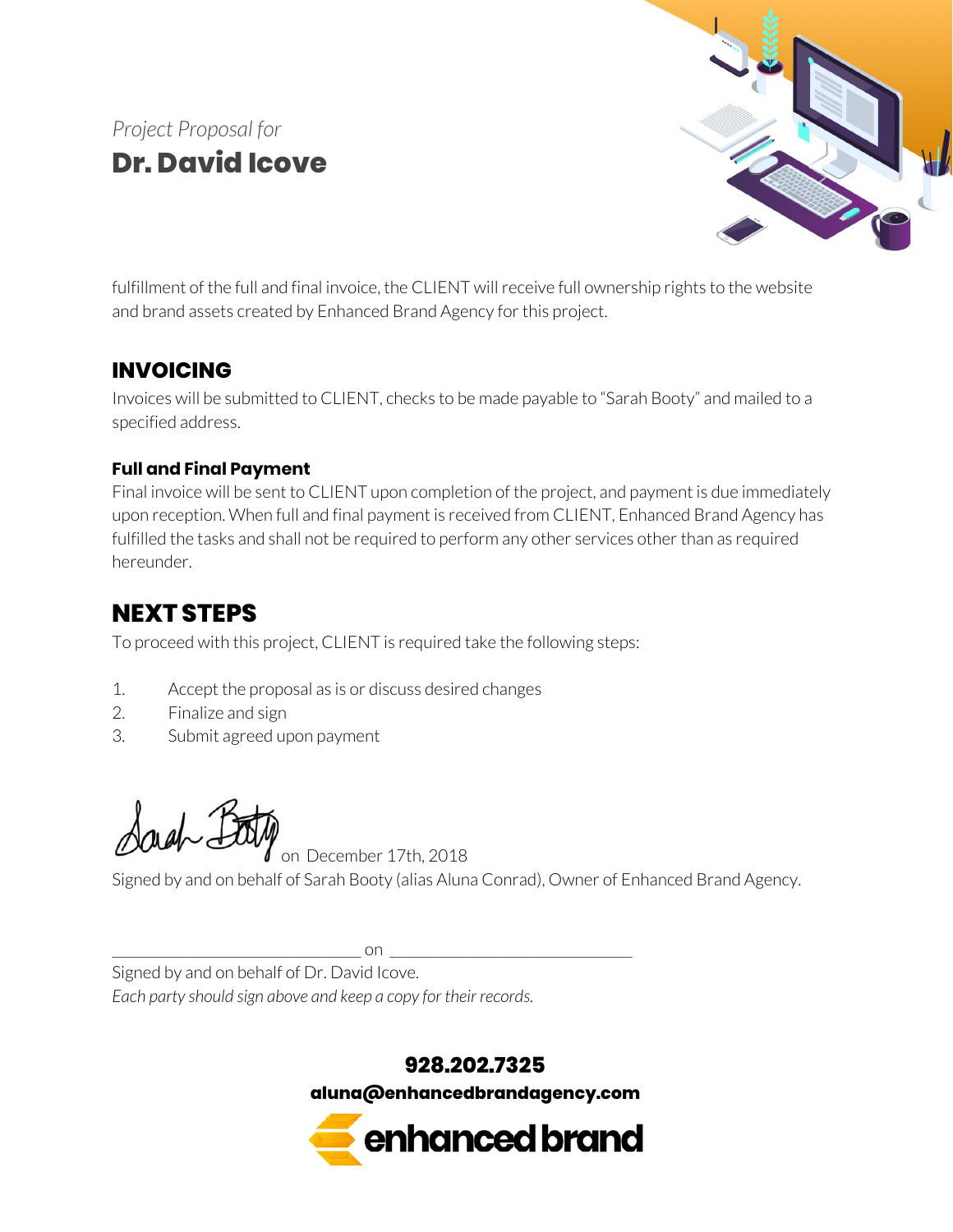*Project Proposal for*

# Dr. David Icove

fulfillment of the full and final invoice, the CLIENT will receive full ownership rights to the website and brand assets created by Enhanced Brand Agency for this project.

## INVOICING

Invoices will be submitted to CLIENT, checks to be made payable to "Sarah Booty" and mailed to a specified address.

### Full and Final Payment

Final invoice will be sent to CLIENT upon completion of the project, and payment is due immediately upon reception. When full and final payment is received from CLIENT, Enhanced Brand Agency has fulfilled the tasks and shall not be required to perform any other services other than as required hereunder.

## NEXT STEPS

To proceed with this project, CLIENT is required take the following steps:

1. Accept the proposal as is or discuss desired changes
2. Finalize and sign
3. Submit agreed upon payment

Sarah Booty on December 17th, 2018

Signed by and on behalf of Sarah Booty (alias Aluna Conrad), Owner of Enhanced Brand Agency.

_______________________________ on ______________________________

Signed by and on behalf of Dr. David Icove.

*Each party should sign above and keep a copy for their records.*

**928.202.7325**

**aluna@enhancedbrandagency.com**

**enhanced brand**